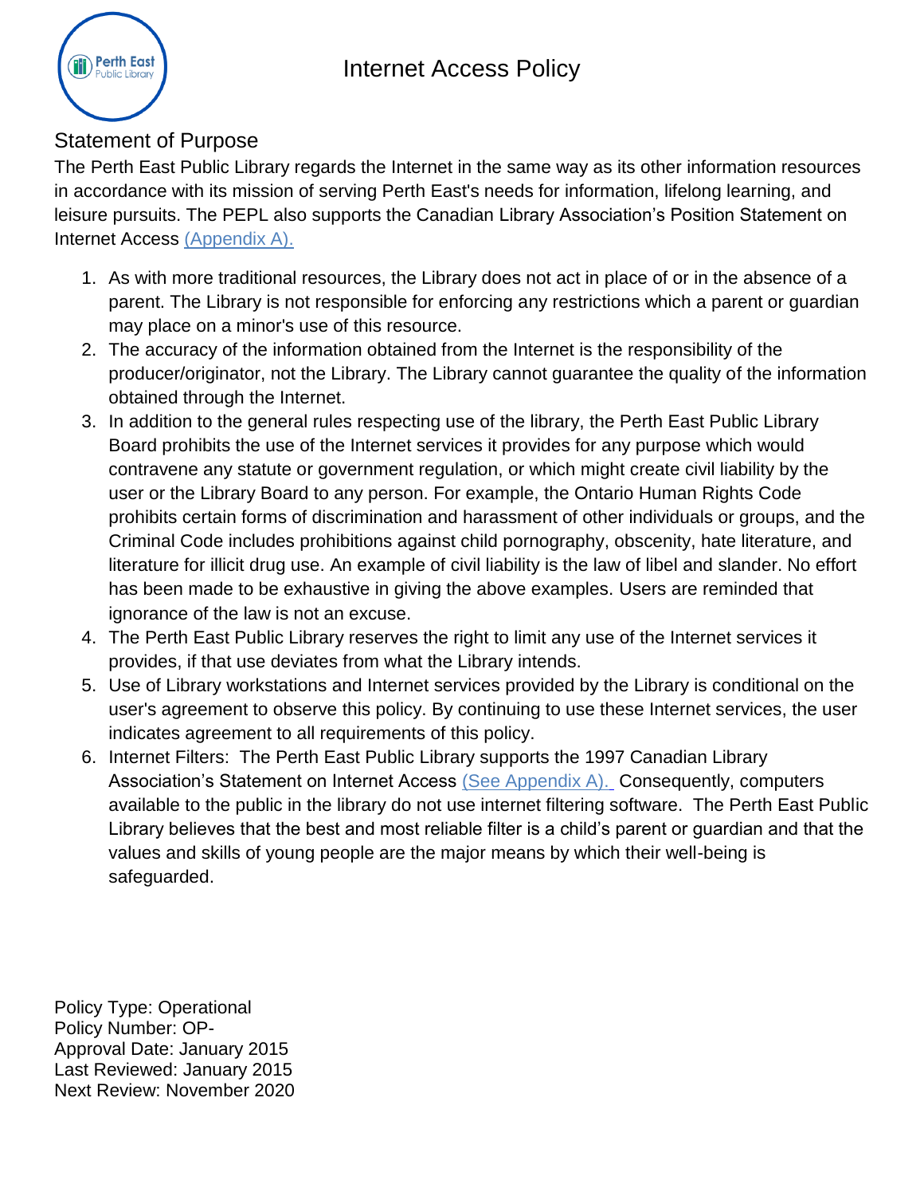# Internet Access Policy

## Statement of Purpose

The Perth East Public Library regards the Internet in the same way as its other information resources in accordance with its mission of serving Perth East's needs for information, lifelong learning, and leisure pursuits. The PEPL also supports the Canadian Library Association's Position Statement on Internet Access (Appendix A).

1. As with more traditional resources, the Library does not act in place of or in the absence of a parent. The Library is not responsible for enforcing any restrictions which a parent or guardian may place on a minor's use of this resource.
2. The accuracy of the information obtained from the Internet is the responsibility of the producer/originator, not the Library. The Library cannot guarantee the quality of the information obtained through the Internet.
3. In addition to the general rules respecting use of the library, the Perth East Public Library Board prohibits the use of the Internet services it provides for any purpose which would contravene any statute or government regulation, or which might create civil liability by the user or the Library Board to any person. For example, the Ontario Human Rights Code prohibits certain forms of discrimination and harassment of other individuals or groups, and the Criminal Code includes prohibitions against child pornography, obscenity, hate literature, and literature for illicit drug use. An example of civil liability is the law of libel and slander. No effort has been made to be exhaustive in giving the above examples. Users are reminded that ignorance of the law is not an excuse.
4. The Perth East Public Library reserves the right to limit any use of the Internet services it provides, if that use deviates from what the Library intends.
5. Use of Library workstations and Internet services provided by the Library is conditional on the user's agreement to observe this policy. By continuing to use these Internet services, the user indicates agreement to all requirements of this policy.
6. Internet Filters: The Perth East Public Library supports the 1997 Canadian Library Association's Statement on Internet Access (See Appendix A). Consequently, computers available to the public in the library do not use internet filtering software. The Perth East Public Library believes that the best and most reliable filter is a child's parent or guardian and that the values and skills of young people are the major means by which their well-being is safeguarded.

Policy Type: Operational
Policy Number: OP-
Approval Date: January 2015
Last Reviewed: January 2015
Next Review: November 2020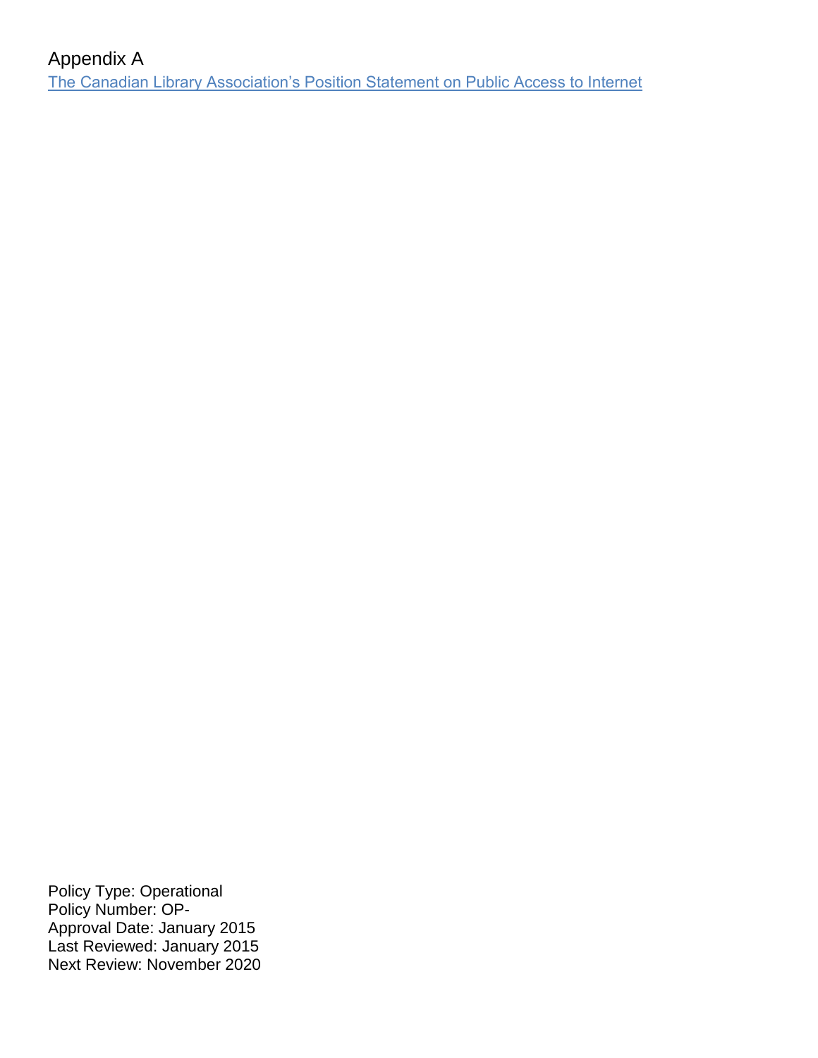# Appendix A

[The Canadian Library Association's Position Statement on Public Access to Internet]()

Policy Type: Operational
Policy Number: OP-
Approval Date: January 2015
Last Reviewed: January 2015
Next Review: November 2020